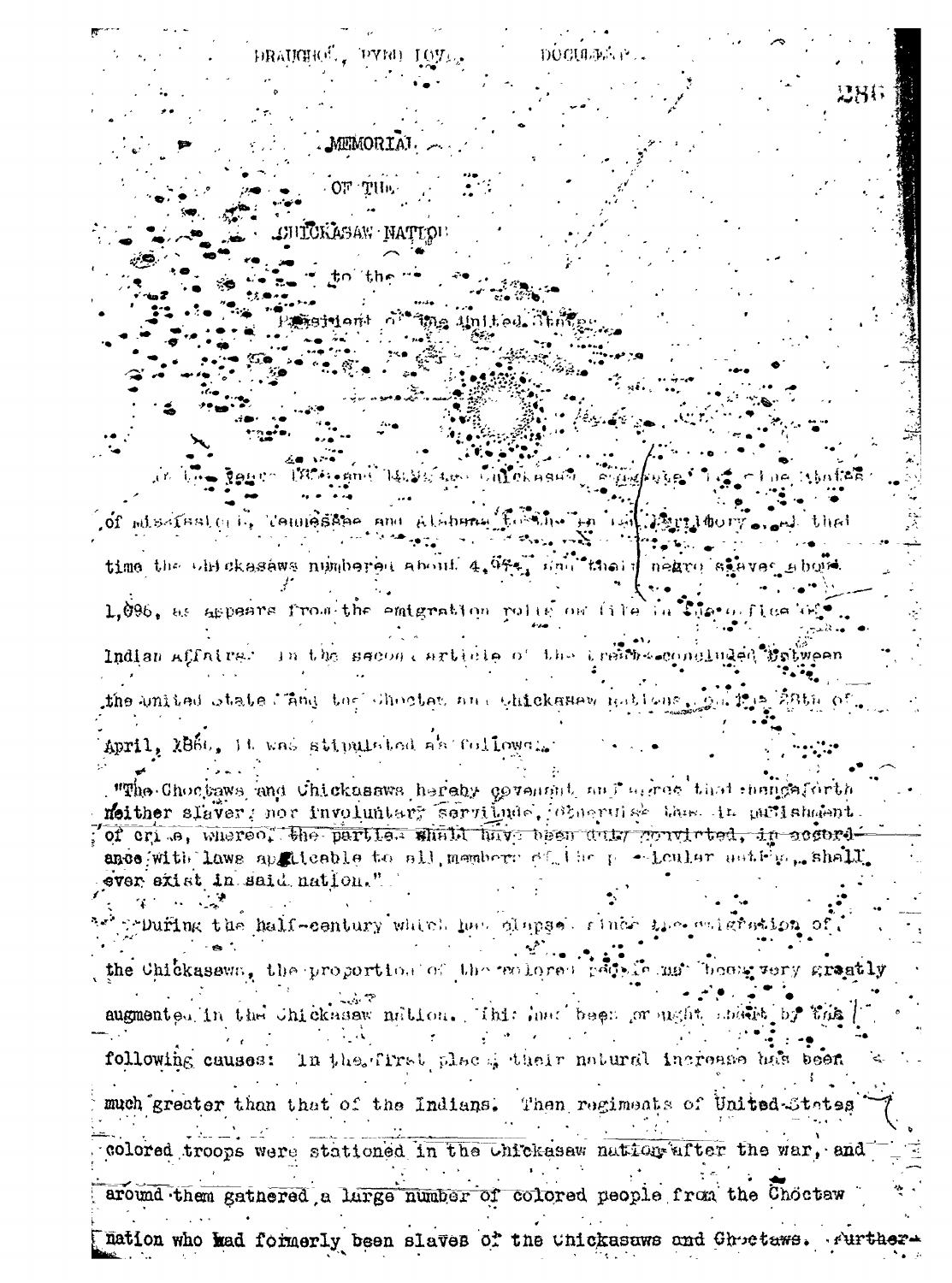# MEMORIAL

# OF THE

# CHICKASAW NATION

# to the

# President of the United States

In the years 1837 and 1838 the Chickasaws emigrated from the States of Mississippi, Tennessee and Alabama to the Indian Territory, and at that time the Chickasaws numbered about 4,914, and their negro slaves about 1,096, as appears from the emigration rolls on file in the office of Indian Affairs. In the second article of the treaty concluded between the United States and the Choctaw and Chickasaw nations, on the 28th of April, 1866, it was stipulated as follows:

"The Choctaws and Chickasaws hereby covenant and agree that henceforth neither slavery nor involuntary servitude, otherwise than in punishment of crime, whereof the parties shall have been duly convicted, in accordance with laws applicable to all members of the particular nation, shall ever exist in said nation."

During the half-century which has elapsed since the emigration of the Chickasaws, the proportion of the colored people has been very greatly augmented in the Chickasaw nation. This has been brought about by the following causes: In the first place their natural increase has been much greater than that of the Indians. Then regiments of United-States colored troops were stationed in the Chickasaw nation after the war, and around them gathered a large number of colored people from the Choctaw nation who had formerly been slaves of the Chickasaws and Choctaws. Further-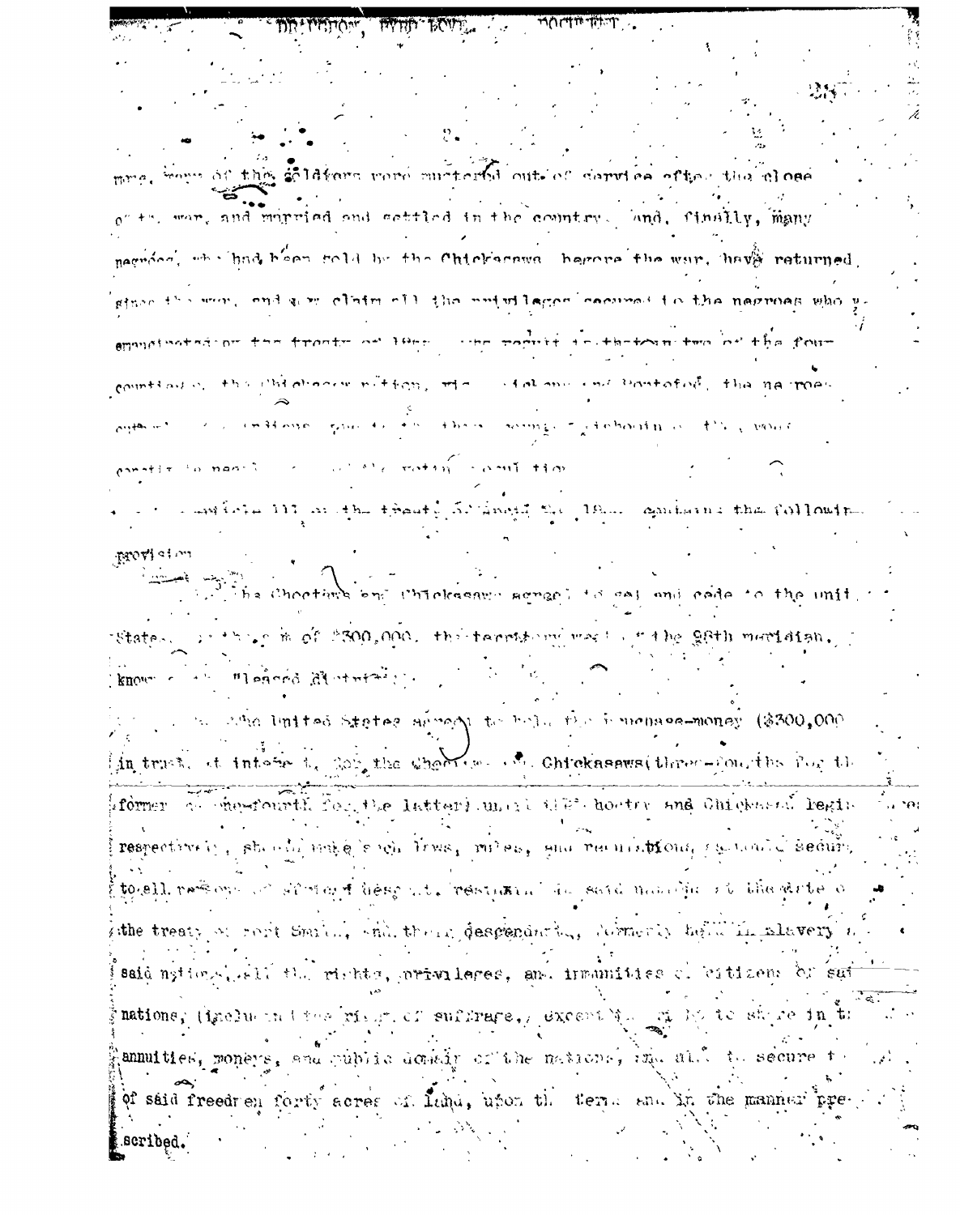more, many of the soldiers were mustered out of service after the close of the war, and married and settled in the country. And, finally, many negroes, who had been sold by the Chickasaws before the war, have returned since the war, and now claim all the privileges secured to the negroes who were emancipated by the treaty of 1866. As a result in that one two of the four counties of the Chickasaw nation, Pickens and Pontotoc, the negroes outnumber the Indians ... the ... of the four counties ... voting population.

Article III of the treaty of 1866 contains the following provision:

The Choctaws and Chickasaws agreed to sell and cede to the United States, for the sum of $300,000, the territory west of the 98th meridian, known as the "leased district";

The United States agreed to hold the purchase-money ($300,000) in trust, at interest, for the Choctaws and Chickasaws (three-fourths for the former and one-fourth for the latter) until the Choctaw and Chickasaw legislatures respectively, should make such laws, rules, and regulations, as would secure to all persons of African descent, resident in said nations at the date of the treaty of Fort Smith, and their descendants, formerly held in slavery in said nations, all the rights, privileges, and immunities of citizens of such nations, (including the right of suffrage,) except the right to share in the annuities, moneys, and public domain of the nations, and also to secure to each of said freedmen forty acres of land, upon the terms and in the manner prescribed.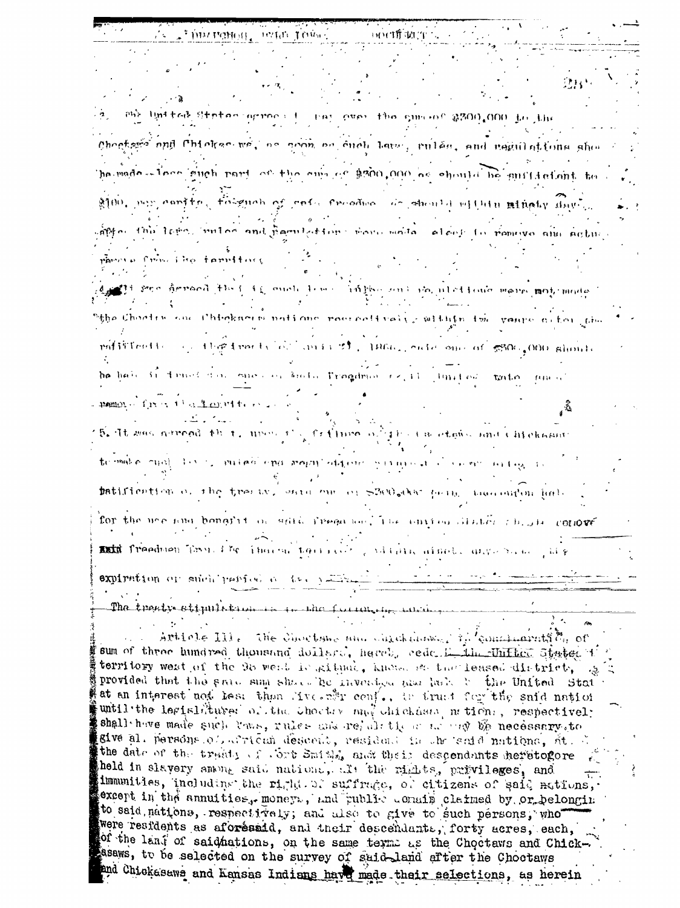3. The United States agreed to pay over the sum of $300,000 to the Choctaws and Chickasaws, as soon as such laws, rules, and regulations should be made — less such part of the sum of $300,000 as should be sufficient to $100. per capita, to such of said freedmen as should within ninety days after the laws, rules and regulations were made, elect to remove and actually remove from the territory.

4. It was agreed that if such laws, rules and regulations were not made by the Choctaw and Chickasaw nations respectively within two years after the ratification of the treaty of April 28, 1866, said sum of $300,000 should be held in trust for the use of said freedmen as the United States should remove from the territory.

5. It was agreed that, upon the failure of the Choctaws and Chickasaws to make such laws, rules and regulations within two years after ratification of the treaty, said sum of $300,000 being thereupon held for the use and benefit of said freedmen, the United States should remove said freedmen from the said territory within ninety days after the expiration of such period of two years.

The treaty stipulation is in the following words:

Article III. The Choctaws and Chickasaws, in consideration of sum of three hundred thousand dollars, hereby cede to the United States the territory west of the 98 west longitude, known as the leased district, provided that the said sum shall be invested and held by the United States at an interest not less than five per cent., in trust for the said nations until the legislatures of the Choctaw and Chickasaw nations, respectively shall have made such laws, rules and regulations as may be necessary to give all persons of African descent, resident in the said nations, at the date of the treaty of Fort Smith, and their descendants heretofore held in slavery among said nations, all the rights, privileges, and immunities, including the right of suffrage, of citizens of said nations, except in the annuities, moneys, and public domain claimed by or belonging to said nations, respectively; and also to give to such persons, who were residents as aforesaid, and their descendants, forty acres, each, of the land of said nations, on the same terms as the Choctaws and Chickasaws, to be selected on the survey of said land after the Choctaws and Chickasaws and Kansas Indians have made their selections, as herein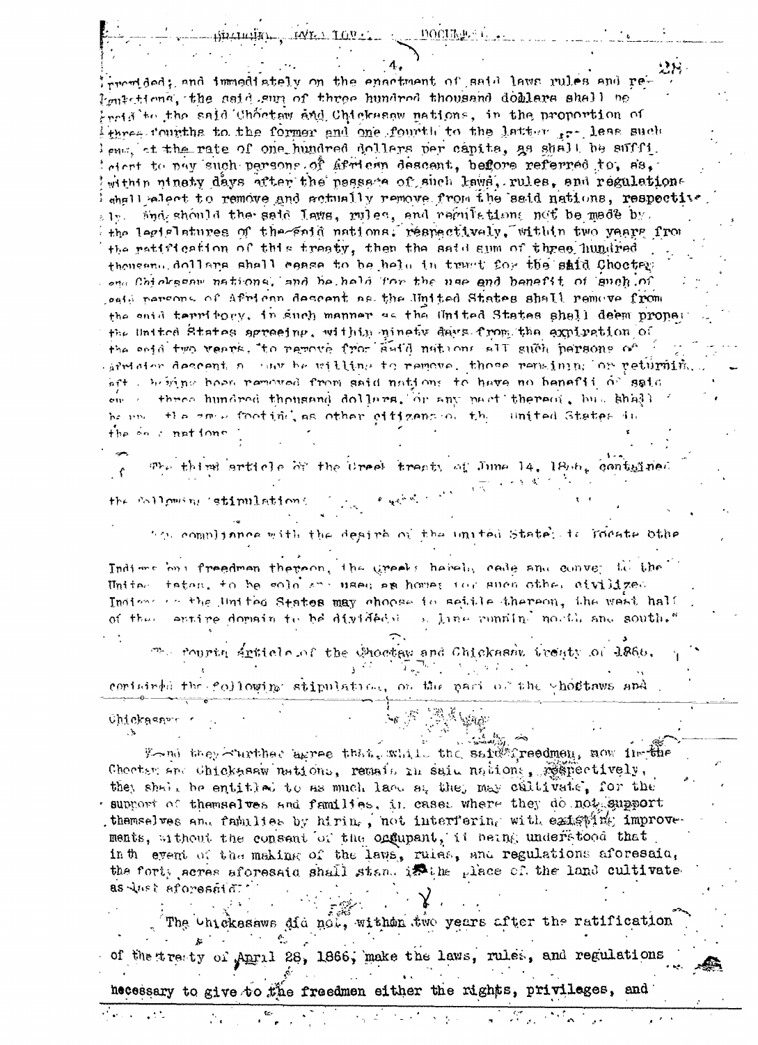provided; and immediately on the enactment of said laws rules and regulations, the said sum of three hundred thousand dollars shall be paid to the said Choctaw and Chickasaw nations, in the proportion of three fourths to the former and one fourth to the latter, less such sum, at the rate of one hundred dollars per capita, as shall be sufficient to pay such persons of African descent, before referred to, as, within ninety days after the passage of such laws, rules, and regulations shall elect to remove and actually remove from the said nations, respectively. And should the said laws, rules, and regulations not be made by the legislatures of the said nations, respectively, within two years from the ratification of this treaty, then the said sum of three hundred thousand dollars shall cease to be held in trust for the said Choctaw and Chickasaw nations, and be held for the use and benefit of such of said persons of African descent as the United States shall remove from the said territory, in such manner as the United States shall deem proper, the United States agreeing, within ninety days from the expiration of the said two years, to remove from said nations all such persons of African descent as may be willing to remove, those remaining or returning after having been removed from said nations to have no benefit of said sum of three hundred thousand dollars, or any part thereof, but shall be upon the same footing as other citizens of the United States in the said nations."

The third article of the Creek treaty of June 14, 1866, contained the following stipulation:

"In compliance with the desire of the United States to locate other Indians and freedmen thereon, the Creeks hereby cede and convey to the United States, to be sold to and used as homes for such other civilized Indians as the United States may choose to settle thereon, the west half of their entire domain to be divided by a line running north and south."

The fourth article of the Choctaw and Chickasaw treaty of 1866, contained the following stipulation, on the part of the Choctaws and Chickasaws:

"And they further agree that, while the said freedmen, now in the Choctaw and Chickasaw nations, remain in said nations, respectively, they shall be entitled to as much land as they may cultivate, for the support of themselves and families, in cases where they do not support themselves and families by hiring, not interfering with existing improvements, without the consent of the occupant, it being understood that in the event of the making of the laws, rules, and regulations aforesaid, the forty acres aforesaid shall stand in the place of the land cultivated as last aforesaid."

The Chickasaws did not, within two years after the ratification of the treaty of April 28, 1866, make the laws, rules, and regulations necessary to give to the freedmen either the rights, privileges, and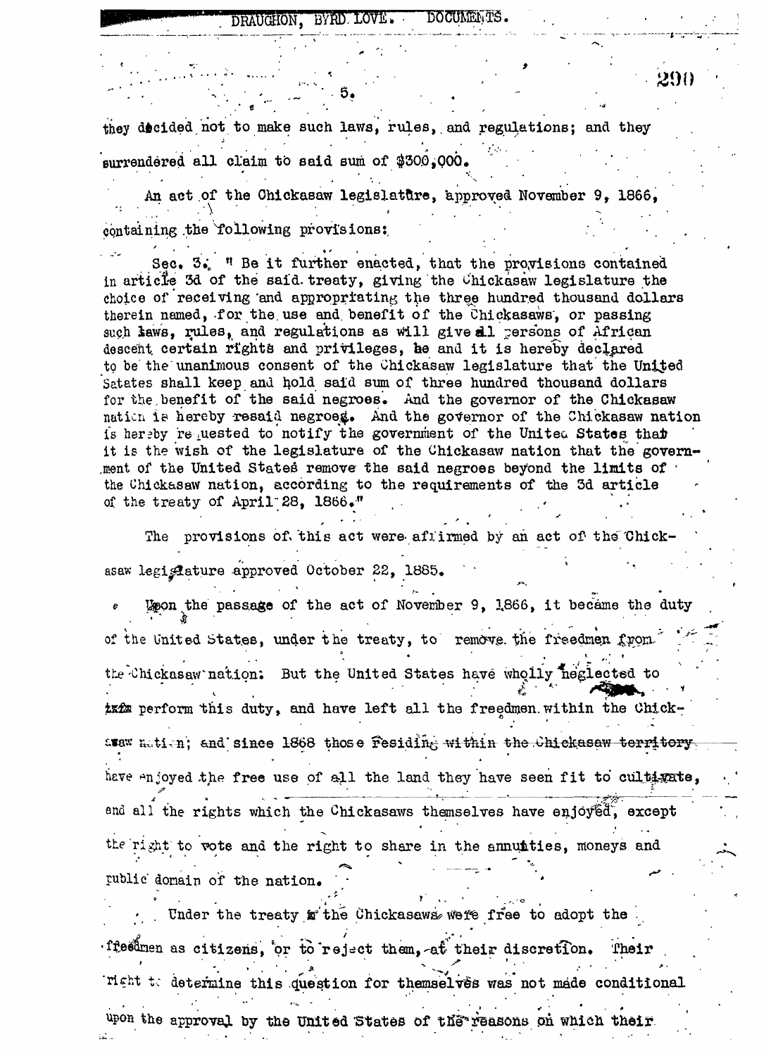they decided not to make such laws, rules, and regulations; and they surrendered all claim to said sum of $300,000.

An act of the Chickasaw legislature, approved November 9, 1866, containing the following provisions:

> Sec. 3. " Be it further enacted, that the provisions contained in article 3d of the said treaty, giving the Chickasaw legislature the choice of receiving and appropriating the three hundred thousand dollars therein named, for the use and benefit of the Chickasaws, or passing such laws, rules, and regulations as will give all persons of African descent certain rights and privileges, be and it is hereby declared to be the unanimous consent of the Chickasaw legislature that the United Satates shall keep and hold said sum of three hundred thousand dollars for the benefit of the said negroes. And the governor of the Chickasaw nation is hereby resaid negroes. And the governor of the Chickasaw nation is hereby requested to notify the government of the United States that it is the wish of the legislature of the Chickasaw nation that the government of the United States remove the said negroes beyond the limits of the Chickasaw nation, according to the requirements of the 3d article of the treaty of April 28, 1866."

The provisions of this act were affirmed by an act of the Chickasaw legislature approved October 22, 1885.

Upon the passage of the act of November 9, 1866, it became the duty of the United States, under the treaty, to remove the freedmen from the Chickasaw nation. But the United States have wholly neglected to ~~take~~ perform this duty, and have left all the freedmen within the Chickasaw nation; and since 1868 those residing within the Chickasaw territory have enjoyed the free use of all the land they have seen fit to cultivate, and all the rights which the Chickasaws themselves have enjoyed, except the right to vote and the right to share in the annuities, moneys and public domain of the nation.

Under the treaty the Chickasaws were free to adopt the freedmen as citizens, or to reject them, at their discretion. Their right to determine this question for themselves was not made conditional upon the approval by the United States of the reasons on which their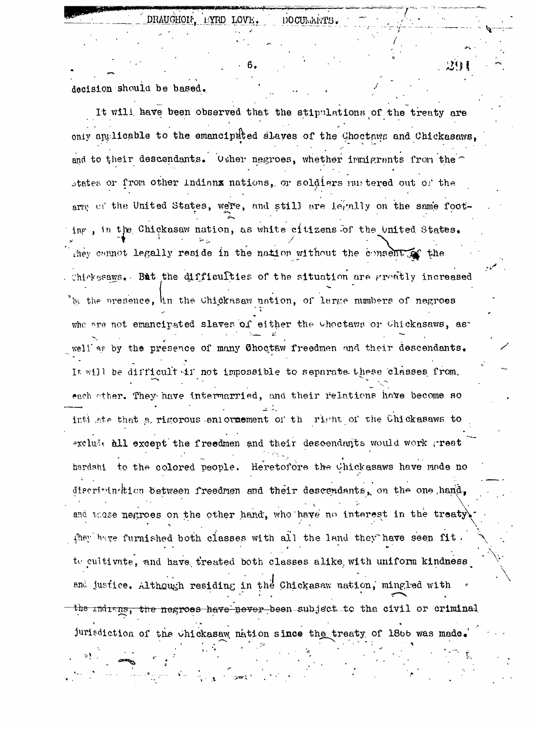decision should be based.

It will have been observed that the stipulations of the treaty are only applicable to the emancipated slaves of the Choctaws and Chickasaws, and to their descendants. Other negroes, whether immigrants from the States or from other Indian nations, or soldiers mustered out of the army of the United States, were, and still are legally on the same footing, in the Chickasaw nation, as white citizens of the United States. They cannot legally reside in the nation without the consent of the Chickasaws. But the difficulties of the situation are greatly increased by the presence, in the Chickasaw nation, of large numbers of negroes who are not emancipated slaves of either the Choctaws or Chickasaws, as well as by the presence of many Choctaw freedmen and their descendants. It will be difficult if not impossible to separate these classes from each other. They have intermarried, and their relations have become so intimate that a rigorous enforcement of the right of the Chickasaws to exclude all except the freedmen and their descendants would work great hardship to the colored people. Heretofore the Chickasaws have made no discrimination between freedmen and their descendants, on the one hand, and those negroes on the other hand, who have no interest in the treaty. They have furnished both classes with all the land they have seen fit to cultivate, and have treated both classes alike with uniform kindness and justice. Although residing in the Chickasaw nation, mingled with the Indians, the negroes have never been subject to the civil or criminal jurisdiction of the Chickasaw nation since the treaty of 1866 was made.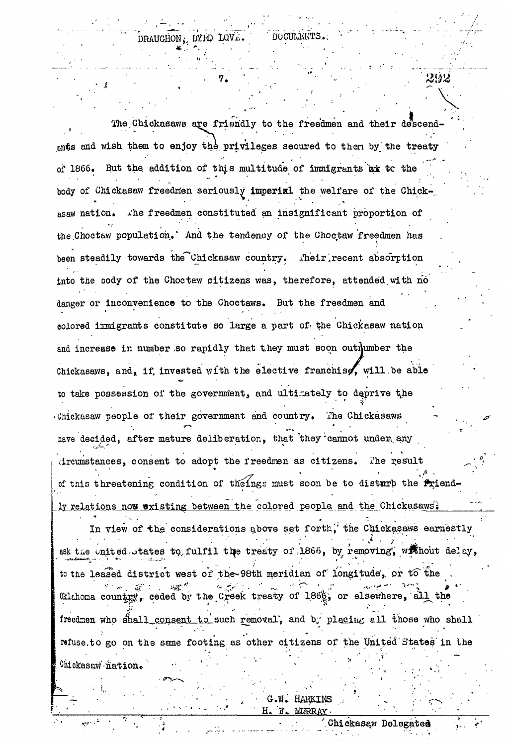The Chickasaws are friendly to the freedmen and their descendants and wish them to enjoy the privileges secured to them by the treaty of 1866. But the addition of this multitude of immigrants ax to the body of Chickasaw freedmen seriously imperial the welfare of the Chickasaw nation. The freedmen constituted an insignificant proportion of the Choctaw population. And the tendency of the Choctaw freedmen has been steadily towards the Chickasaw country. Their recent absorption into the body of the Choctaw citizens was, therefore, attended with no danger or inconvenience to the Choctaws. But the freedmen and colored immigrants constitute so large a part of the Chickasaw nation and increase in number so rapidly that they must soon outnumber the Chickasaws, and, if invested with the elective franchise, will be able to take possession of the government, and ultimately to deprive the Chickasaw people of their government and country. The Chickasaws have decided, after mature deliberation, that they cannot under any circumstances, consent to adopt the freedmen as citizens. The result of this threatening condition of theings must soon be to disturb the friendly relations now existing between the colored people and the Chickasaws.

In view of the considerations above set forth, the Chickasaws earnestly ask the United States to fulfil the treaty of 1866, by removing, without delay, to the leased district west of the 98th meridian of longitude, or to the Oklahoma country, ceded by the Creek treaty of 1866, or elsewhere, all the freedmen who shall consent to such removal, and by placing all those who shall refuse to go on the same footing as other citizens of the United States in the Chickasaw nation.

G.W. HARKINS
H. F. MURRAY
Chickasaw Delegates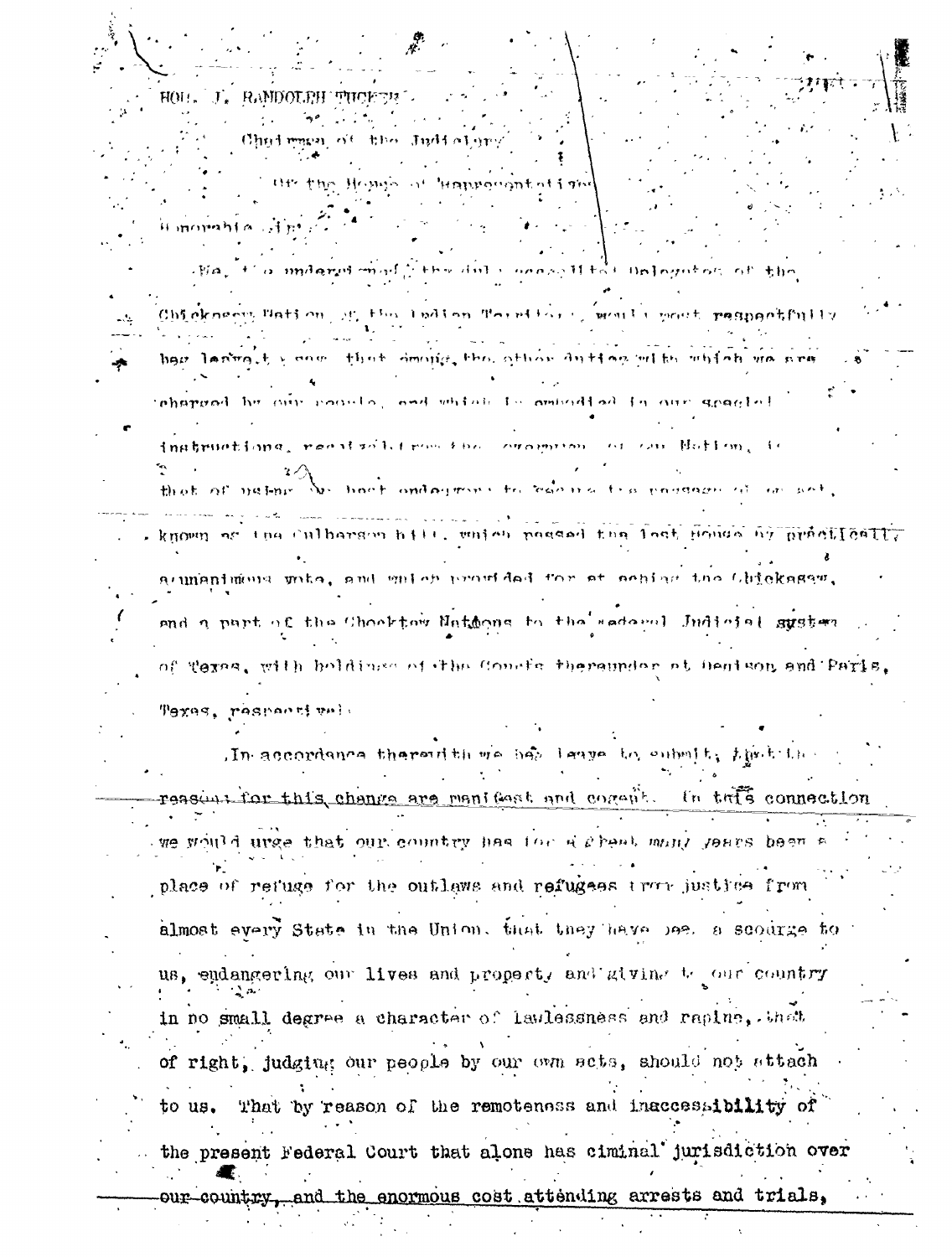HON. J. RANDOLPH TUCKER

Chairman of the Judiciary

Of the House of Representatives

Honorable Sir:

We, the undersigned, the duly accredited Delegates of the Chickasaw Nation, of the Indian Territory, would most respectfully beg leave to show that among the other duties with which we are charged by our people, and which is embodied in our special instructions, received from the Governor of our Nation, is that of using our best endeavors to secure the passage of an act, known as the Culberson bill, which passed the last House by practically a unanimous vote, and which provided for attaching the Chickasaw, and a part of the Choctaw Nations to the Federal Judicial system of Texas, with holdings of the Courts thereunder at Denison and Paris, Texas, respectively.

In accordance therewith we beg leave to submit, that the reasons for this change are manifest and cogent. In this connection we would urge that our country has for a great many years been a place of refuge for the outlaws and refugees from justice from almost every State in the Union, that they have been a scourge to us, endangering our lives and property and giving to our country in no small degree a character of lawlessness and rapine, that of right, judging our people by our own acts, should not attach to us. That by reason of the remoteness and inaccessibility of the present Federal Court that alone has ciminal jurisdiction over our country, and the enormous cost attending arrests and trials,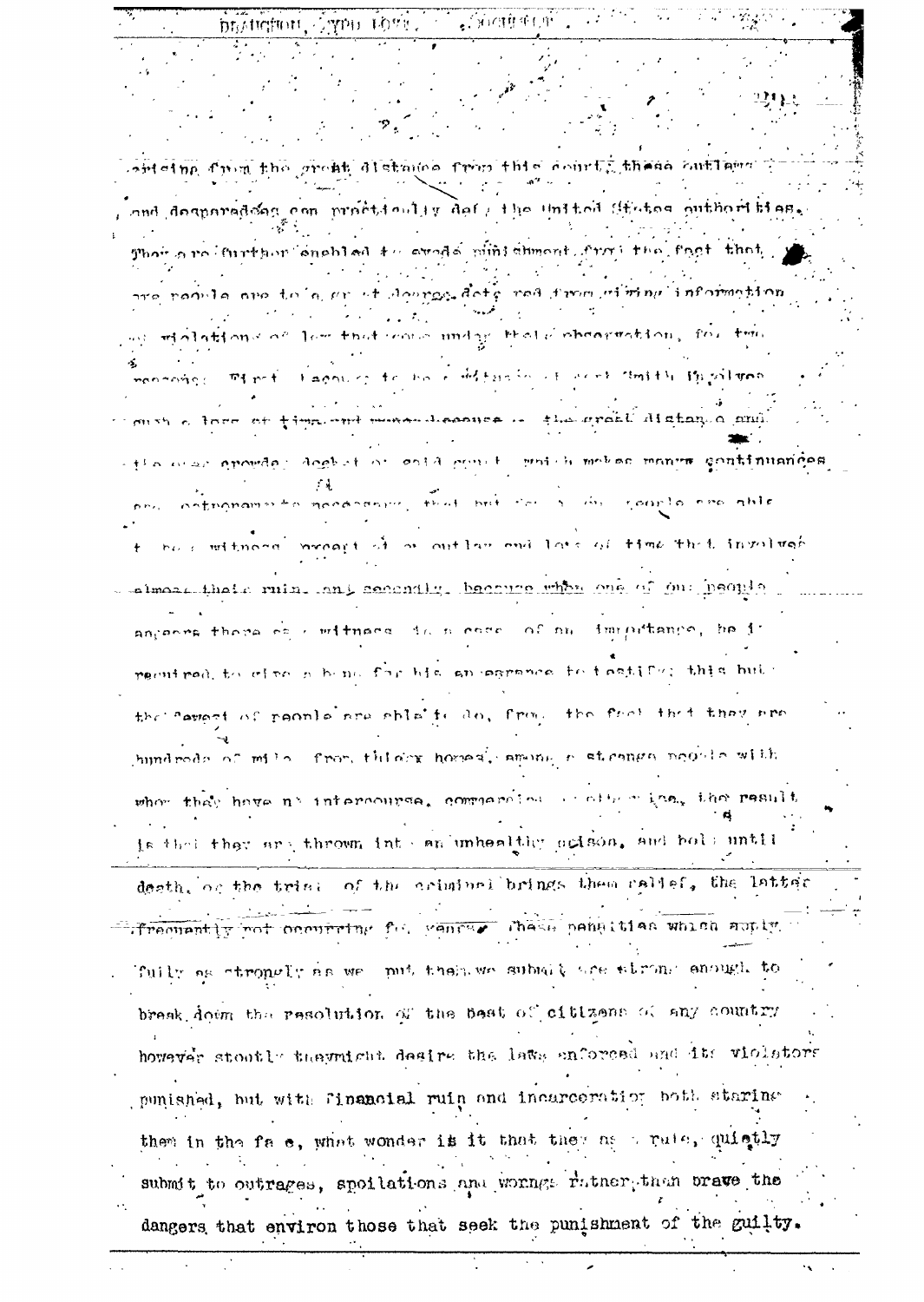arising from the great distance from this court, these outlaws and desperadoes can practically defy the United States authorities. They are further enabled to evade punishment from the fact that our people are to a great degree deterred from giving information of violations of law that come under their observation, for two reasons: First, because to be a witness at Fort Smith involves such a loss of time and money because of the great distance and the over crowded docket of said court, which makes many continuances and postponements necessary, that but few of our people are able to be a witness except at an outlay and loss of time that involves almost their ruin, and secondly, because when one of our people appears there as a witness in a case of any importance, he is required to give a bond for his appearance to testify; this but the fewest of people are able to do, from the fact that they are hundreds of miles from their homes, among a strange people with whom they have no intercourse, commercial or otherwise, the result is that they are thrown into an unhealthy prison, and held until death, or the trial of the criminal brings them relief, the latter frequently not occurring for years. These penalties which apply fully as strongly as we put them, we submit are strong enough to break down the resolution of the best of citizens of any country however stoutly they might desire the laws enforced and its violators punished, but with financial ruin and incarceration both staring them in the face, what wonder is it that they as a rule, quietly submit to outrages, spoliations and wrongs rather than brave the dangers that environ those that seek the punishment of the guilty.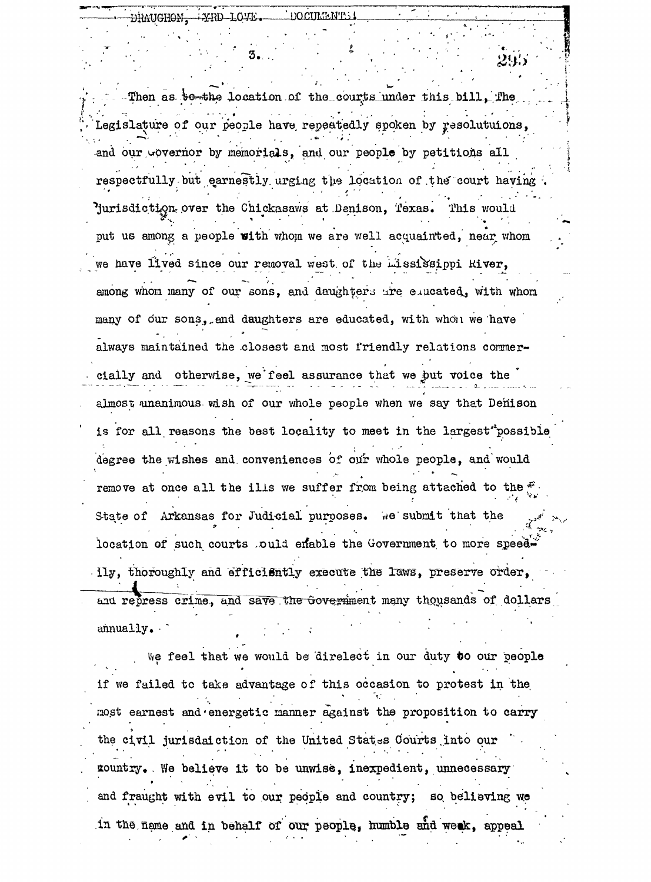Then as to the location of the courts under this bill, The Legislature of our people have repeatedly spoken by resolutuions, and our Governor by memorials, and our people by petitions all respectfully but earnestly urging the location of the court having jurisdiction over the Chickasaws at Denison, Texas. This would put us among a people with whom we are well acquainted, near whom we have lived since our removal west of the Mississippi River, among whom many of our sons, and daughters are educated, with whom many of our sons, and daughters are educated, with whom we have always maintained the closest and most friendly relations commercially and otherwise, we feel assurance that we put voice the almost unanimous wish of our whole people when we say that Denison is for all reasons the best locality to meet in the largest possible degree the wishes and conveniences of our whole people, and would remove at once all the ills we suffer from being attached to the State of Arkansas for Judicial purposes. We submit that the location of such courts would enable the Government to more speedily, thoroughly and efficiently execute the laws, preserve order, and repress crime, and save the Government many thousands of dollars annually.

We feel that we would be direlect in our duty to our people if we failed to take advantage of this occasion to protest in the most earnest and energetic manner against the proposition to carry the civil jurisdaiction of the United States Courts into our country. We believe it to be unwise, inexpedient, unnecessary and fraught with evil to our people and country; so believing we in the name and in behalf of our people, humble and weak, appeal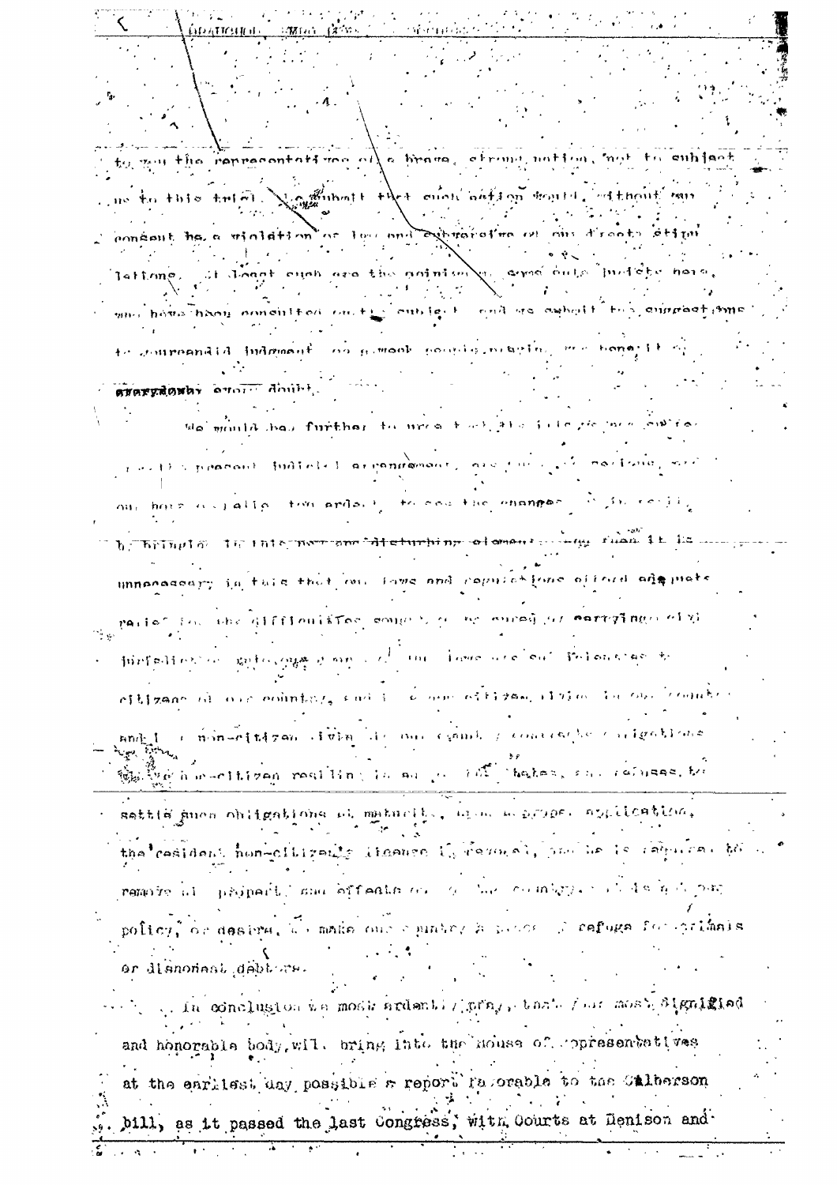to you the representatives of a brave, strong nation, not to subject us to this trial. We submit that such action would, without our consent be a violation of law and subversive of our treaty stipulations. At least such are the opinions of some able jurists here, who have been consulted on this subject, and we submit the suggestions to your candid judgment, as a weak people praying the benefit of every doubt.

We would be further to urge that the little people embraced in the present judicial arrangement, are ... of ... and ... our home ... to see the changes ... brought ... disturbing element ... than it is unnecessary in this that our laws and regulations afford adequate relief for the difficulties sought to be cured by carrying civil jurisdiction ... our laws are ... to citizens of our country, and ... citizen living in our country and ... non-citizen living in our country contracts obligations ... non-citizen residing in ... States, and refuses to settle such obligations at maturity, upon a proper application, the resident non-citizen's license is revoked, and he is required to remove his property and effects out of the country. It is not our policy, or desire, to make our country a place of refuge for criminals or dishonest debtors.

In conclusion we most ardently pray, that your most dignified and honorable body will bring into the House of Representatives at the earliest day possible a report favorable to the Culberson bill, as it passed the last Congress, with Courts at Denison and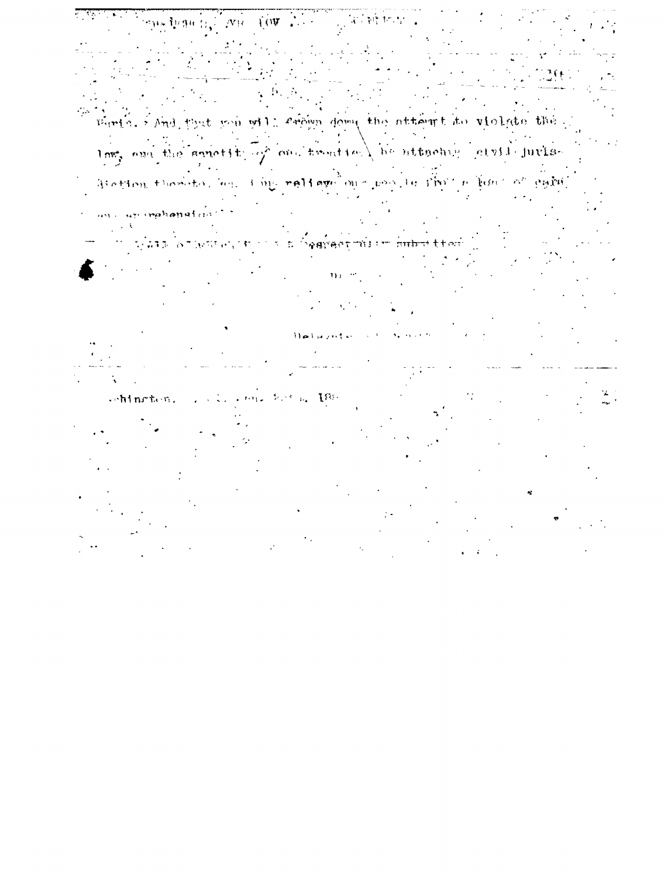Paris. And that you will frown down the attempt to violate the law, and the sanctity of our treaties, by attaching civil jurisdiction thereto, and thus relieve our people from a load of care and apprehension.

All of which is respectfully submitted.

Delegate

Washington, D. C., Jan. ..., 18..